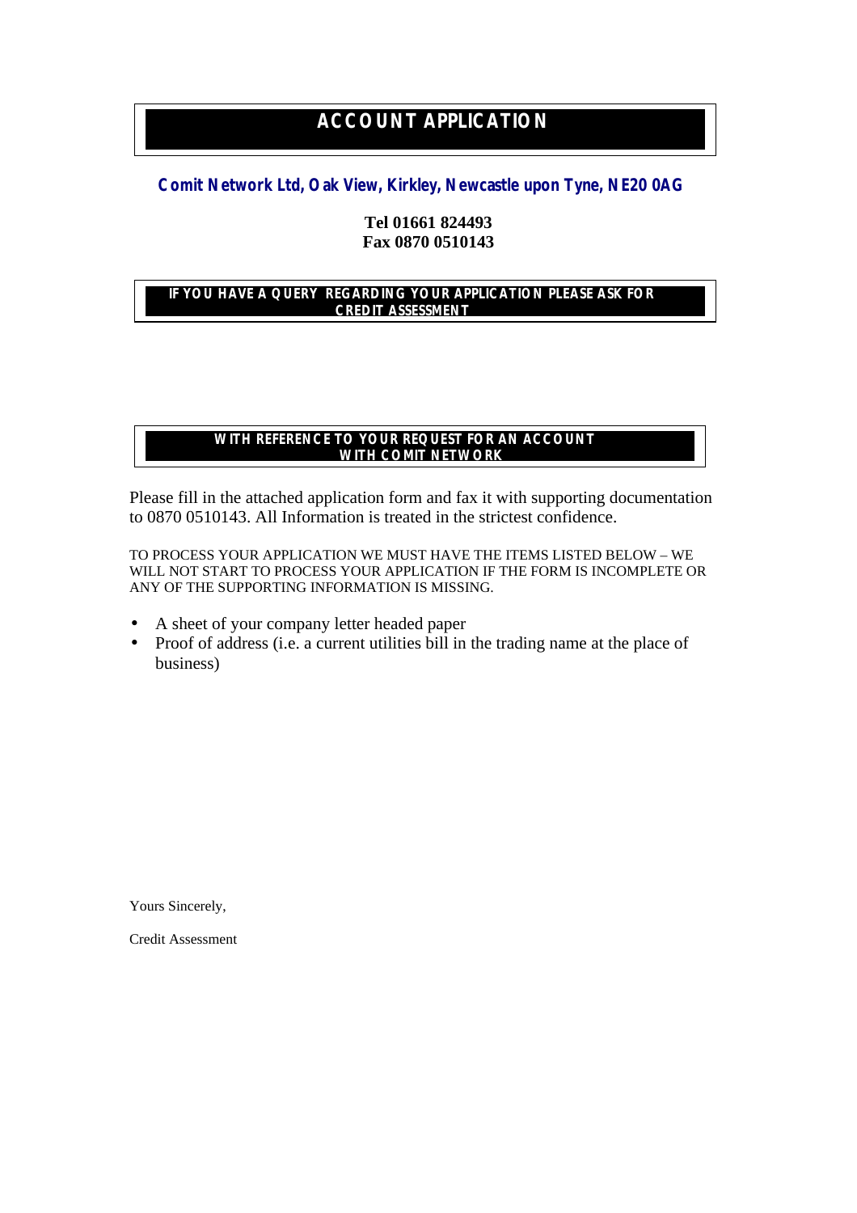# ACCOUNT APPLICATION

**Comit Network Ltd, Oak View, Kirkley, Newcastle upon Tyne, NE20 0AG**

**Tel 01661 824493**
**Fax 0870 0510143**

**IF YOU HAVE A QUERY REGARDING YOUR APPLICATION PLEASE ASK FOR CREDIT ASSESSMENT**

**WITH REFERENCE TO YOUR REQUEST FOR AN ACCOUNT WITH COMIT NETWORK**

Please fill in the attached application form and fax it with supporting documentation to 0870 0510143. All Information is treated in the strictest confidence.

TO PROCESS YOUR APPLICATION WE MUST HAVE THE ITEMS LISTED BELOW – WE WILL NOT START TO PROCESS YOUR APPLICATION IF THE FORM IS INCOMPLETE OR ANY OF THE SUPPORTING INFORMATION IS MISSING.

- A sheet of your company letter headed paper
- Proof of address (i.e. a current utilities bill in the trading name at the place of business)

Yours Sincerely,

Credit Assessment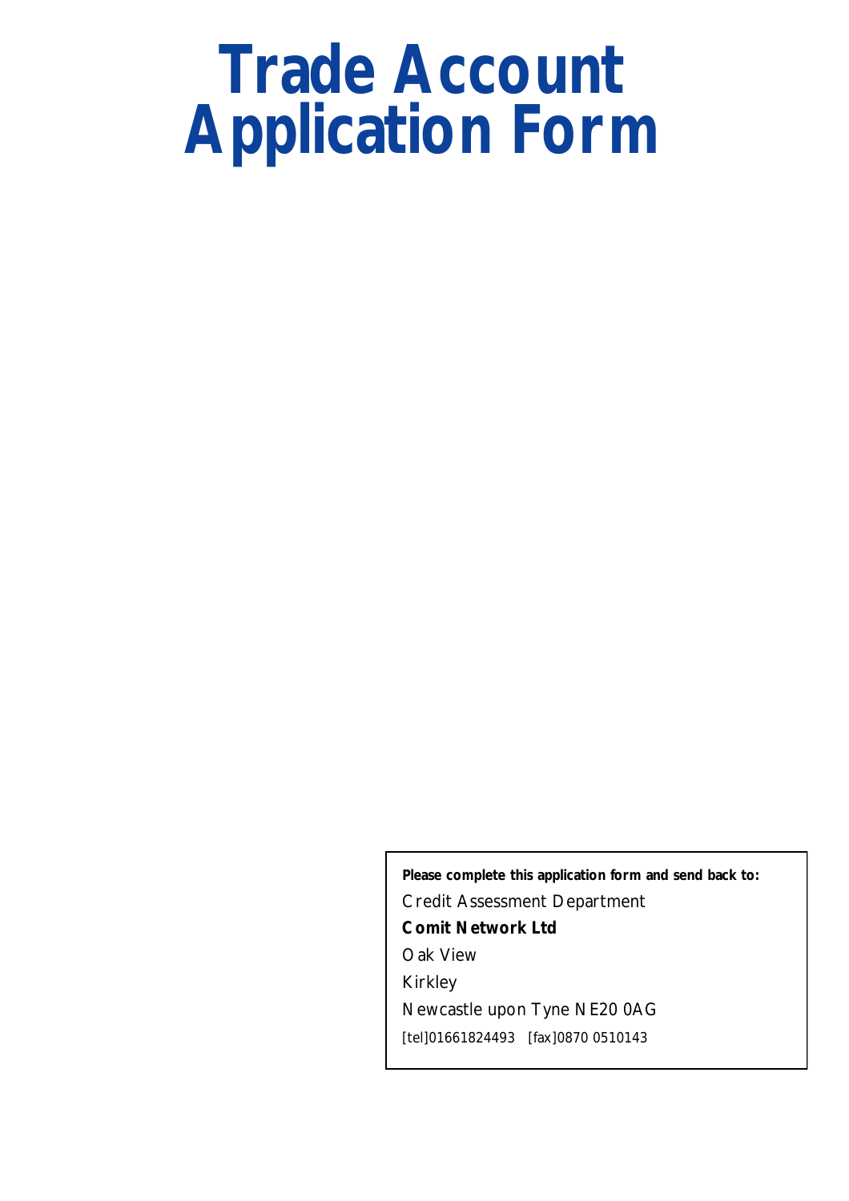# Trade Account Application Form

**Please complete this application form and send back to:**

Credit Assessment Department

**Comit Network Ltd**

Oak View

Kirkley

Newcastle upon Tyne NE20 0AG

[tel]01661824493 [fax]0870 0510143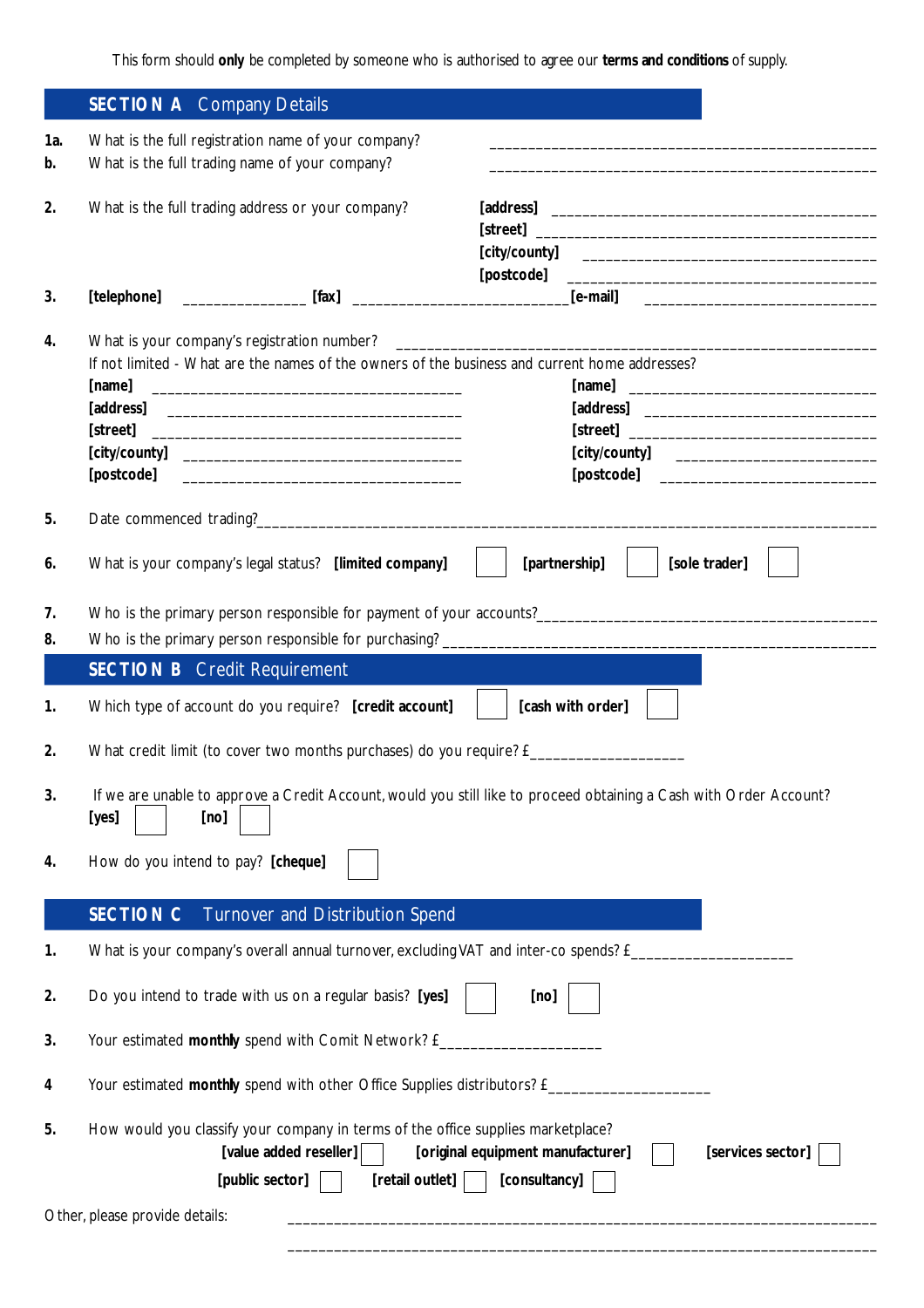This form should **only** be completed by someone who is authorised to agree our **terms and conditions** of supply.

## SECTION A Company Details

**1a.** What is the full registration name of your company? ______________________________________________

**b.** What is the full trading name of your company? ______________________________________________

**2.** What is the full trading address or your company?

**[address]** ________________________________________

**[street]** ________________________________________

**[city/county]** ________________________________________

**[postcode]** ________________________________________

**3.** **[telephone]** _______________ **[fax]** __________________________ **[e-mail]** ____________________________

**4.** What is your company's registration number? ______________________________________________

If not limited - What are the names of the owners of the business and current home addresses?

**[name]** ________________________________________

**[address]** ________________________________________

**[street]** ________________________________________

**[city/county]** ________________________________________

**[postcode]** ________________________________________

**[name]** ________________________________

**[address]** ________________________________

**[street]** ________________________________

**[city/county]** ________________________________

**[postcode]** ________________________________

**5.** Date commenced trading?________________________________________________________________

**6.** What is your company's legal status? **[limited company]** ☐ **[partnership]** ☐ **[sole trader]** ☐

**7.** Who is the primary person responsible for payment of your accounts?__________________________________

**8.** Who is the primary person responsible for purchasing? ______________________________________________

## SECTION B Credit Requirement

**1.** Which type of account do you require? **[credit account]** ☐ **[cash with order]** ☐

**2.** What credit limit (to cover two months purchases) do you require? £__________________

**3.** If we are unable to approve a Credit Account, would you still like to proceed obtaining a Cash with Order Account?
**[yes]** ☐ **[no]** ☐

**4.** How do you intend to pay? **[cheque]** ☐

## SECTION C Turnover and Distribution Spend

**1.** What is your company's overall annual turnover, excluding VAT and inter-co spends? £___________________

**2.** Do you intend to trade with us on a regular basis? **[yes]** ☐ **[no]** ☐

**3.** Your estimated **monthly** spend with Comit Network? £___________________

**4** Your estimated **monthly** spend with other Office Supplies distributors? £___________________

**5.** How would you classify your company in terms of the office supplies marketplace?

**[value added reseller]** ☐ **[original equipment manufacturer]** ☐ **[services sector]** ☐

**[public sector]** ☐ **[retail outlet]** ☐ **[consultancy]** ☐

Other, please provide details: ______________________________________________________________

______________________________________________________________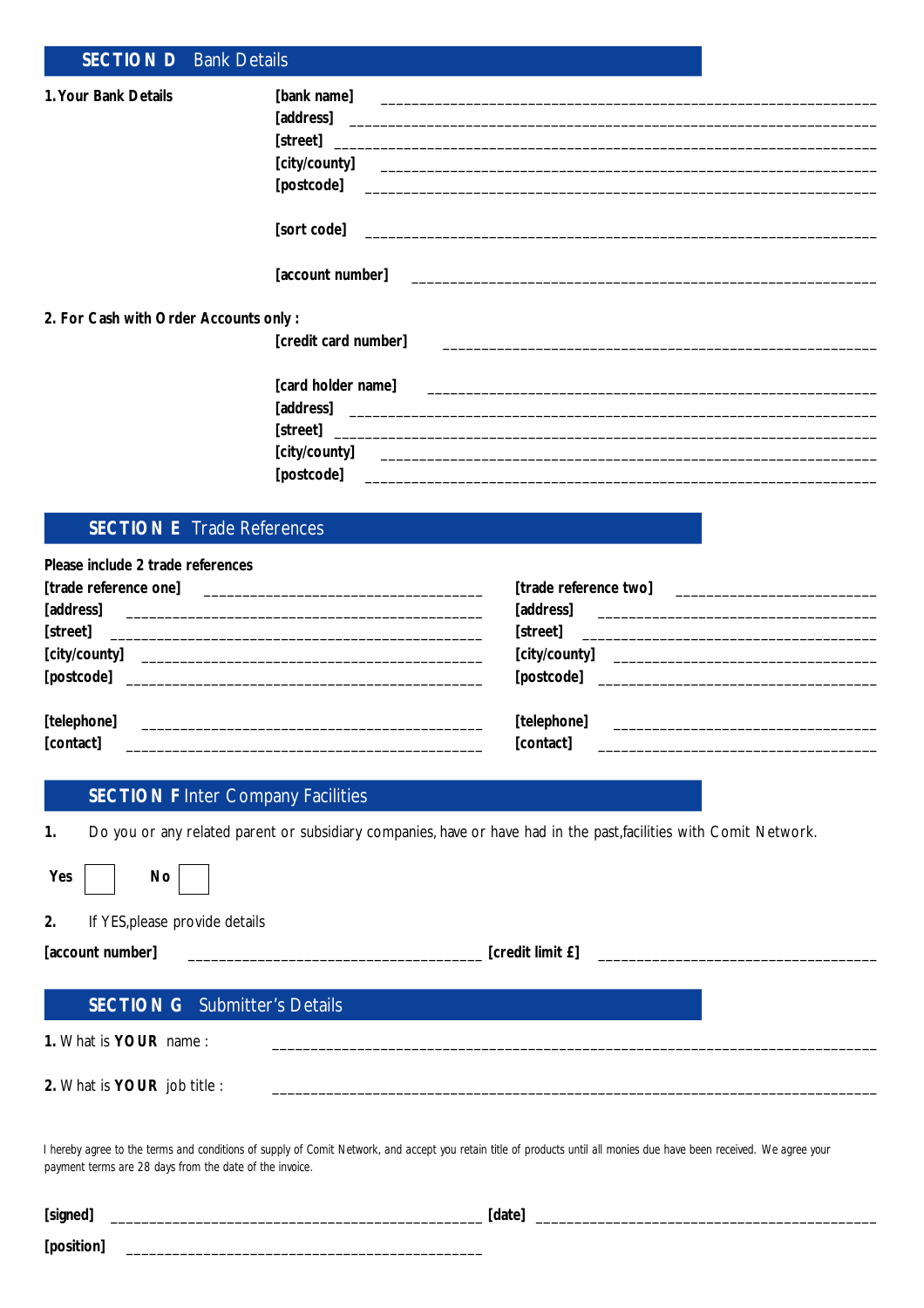## SECTION D Bank Details

**1. Your Bank Details**

[bank name] ____________________________________________

[address] ____________________________________________

[street] ____________________________________________

[city/county] ____________________________________________

[postcode] ____________________________________________

[sort code] ____________________________________________

[account number] ____________________________________________

**2. For Cash with Order Accounts only :**

[credit card number] ____________________________________________

[card holder name] ____________________________________________

[address] ____________________________________________

[street] ____________________________________________

[city/county] ____________________________________________

[postcode] ____________________________________________

## SECTION E Trade References

**Please include 2 trade references**

[trade reference one] ______________________________

[address] ______________________________

[street] ______________________________

[city/county] ______________________________

[postcode] ______________________________

[telephone] ______________________________

[contact] ______________________________

[trade reference two] ______________________________

[address] ______________________________

[street] ______________________________

[city/county] ______________________________

[postcode] ______________________________

[telephone] ______________________________

[contact] ______________________________

## SECTION F Inter Company Facilities

**1.** Do you or any related parent or subsidiary companies, have or have had in the past,facilities with Comit Network.

**Yes** ☐ **No** ☐

**2.** If YES,please provide details

[account number] ______________________________ [credit limit £] ______________________________

## SECTION G Submitter's Details

**1.** What is **YOUR** name : ____________________________________________

**2.** What is **YOUR** job title : ____________________________________________

I hereby agree to the terms and conditions of supply of Comit Network, and accept you retain title of products until all monies due have been received. We agree your payment terms are 28 days from the date of the invoice.

[signed] ______________________________ [date] ______________________________

[position] ______________________________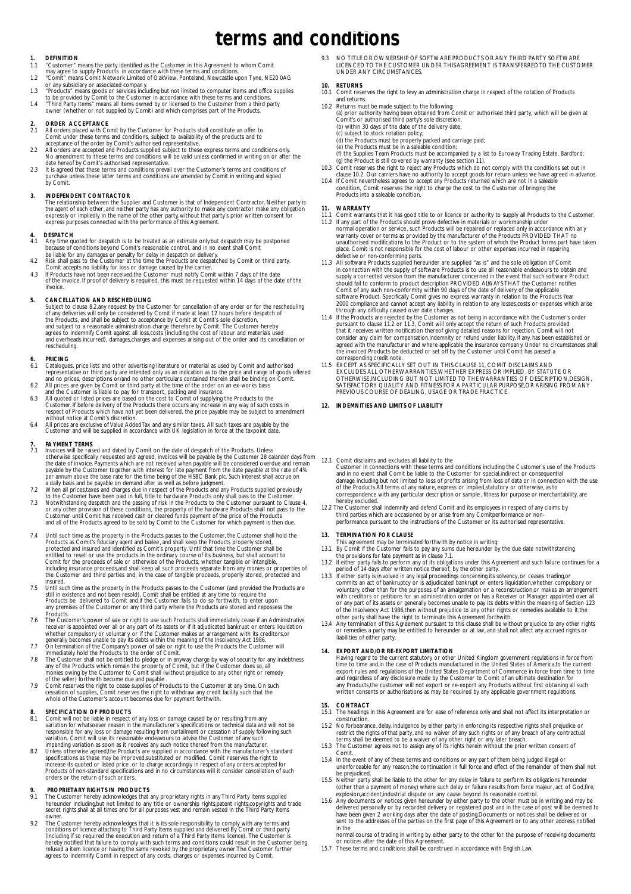# terms and conditions

**1. DEFINITION**

1.1 "Customer" means the party identified as the Customer in this Agreement to whom Comit may agree to supply Products in accordance with these terms and conditions.

1.2 "Comit" means Comit Network Limited of OakView, Ponteland, Newcastle upon Tyne, NE20 0AG or any subsidiary or associated company.

1.3 "Products" means goods or services including but not limited to computer items and office supplies to be provided by Comit to the Customer in accordance with these terms and conditions.

1.4 "Third Party Items" means all items owned by or licensed to the Customer from a third party owner (whether or not supplied by Comit) and which comprises part of the Products.

**2. ORDER ACCEPTANCE**

2.1 All orders placed with Comit by the Customer for Products shall constitute an offer to Comit under these terms and conditions, subject to availability of the products and to acceptance of the order by Comit's authorised representative.

2.2 All orders are accepted and Products supplied subject to these express terms and conditions only. No amendment to these terms and conditions will be valid unless confirmed in writing on or after the date hereof by Comit's authorised representative.

2.3 It is agreed that these terms and conditions prevail over the Customer's terms and conditions of purchase unless these latter terms and conditions are amended by Comit in writing and signed by Comit.

**3. INDEPENDENT CONTRACTOR**

The relationship between the Supplier and Customer is that of Independent Contractor. Neither party is the agent of each other, and neither party has any authority to make any contractor make any obligation expressly or impliedly in the name of the other party, without that party's prior written consent for express purposes connected with the performance of this Agreement.

**4. DESPATCH**

4.1 Any time quoted for despatch is to be treated as an estimate only but despatch may be postponed because of conditions beyond Comit's reasonable control, and in no event shall Comit be liable for any damages or penalty for delay in despatch or delivery.

4.2 Risk shall pass to the Customer at the time the Products are despatched by Comit or third party. Comit accepts no liability for loss or damage caused by the carrier.

4.3 If Products have not been received, the Customer must notify Comit within 7 days of the date of the invoice. If proof of delivery is required, this must be requested within 14 days of the date of the invoice.

**5. CANCELLATION AND RESCHEDULING**

Subject to clause 8.2, any request by the Customer for cancellation of any order or for the rescheduling of any deliveries will only be considered by Comit if made at least 12 hours before despatch of the Products, and shall be subject to acceptance by Comit at Comit's sole discretion, and subject to a reasonable administration charge therefore by Comit. The Customer hereby agrees to indemnify Comit against all loss, costs (including the cost of labour and materials used and overheads incurred), damages, charges and expenses arising out of the order and its cancellation or rescheduling.

**6. PRICING**

6.1 Catalogues, price lists and other advertising literature or material as used by Comit and authorised representative or third party are intended only as an indication as to the price and range of goods offered and no prices, descriptions or/and no other particulars contained therein shall be binding on Comit.

6.2 All prices are given by Comit or third party at the time of the order on an ex-works basis and the Customer is liable to pay for transport, packing and insurance.

6.3 All quoted or listed prices are based on the cost to Comit of supplying the Products to the Customer. If before delivery of the Products there occurs any increase in any way of such costs in respect of Products which have not yet been delivered, the price payable may be subject to amendment without notice at Comit's discretion.

6.4 All prices are exclusive of Value Added Tax and any similar taxes. All such taxes are payable by the Customer and will be supplied in accordance with UK legislation in force at the taxpoint date.

**7. PAYMENT TERMS**

7.1 Invoices will be raised and dated by Comit on the date of despatch of the Products. Unless otherwise specifically requested and agreed, invoices will be payable by the Customer 28 calander days from the date of invoice. Payments which are not received when payable will be considered overdue and remain payable by the Customer together with interest for late payment from the date payable at the rate of 4% per annum above the base rate for the time being of the HSBC Bank plc. Such interest shall accrue on a daily basis and be payable on demand after as well as before judgment.

7.2 When all prices, taxes and charges due in respect of the Products and any Products supplied previously to the Customer have been paid in full, title to hardware Products only shall pass to the Customer.

7.3 Notwithstanding despatch and the passing of risk in the Products to the Customer pursuant to Clause 4, or any other provision of these conditions, the property of the hardware Products shall not pass to the Customer until Comit has received cash or cleared funds payment of the price of the Products and all of the Products agreed to be sold by Comit to the Customer for which payment is then due.

7.4 Until such time as the property in the Products passes to the Customer, the Customer shall hold the Products as Comit's fiduciary agent and bailee, and shall keep the Products properly stored, protected and insured and identified as Comit's property. Until that time the Customer shall be entitled to resell or use the products in the ordinary course of its business, but shall account to Comit for the proceeds of sale or otherwise of the Products, whether tangible or intangible, including insurance proceeds, and shall keep all such proceeds separate from any monies or properties of the Customer and third parties and, in the case of tangible proceeds, properly stored, protected and insured.

7.5 Until such time as the property in the Products passes to the Customer (and provided the Products are still in existence and not been resold), Comit shall be entitled at any time to require the Products be delivered to Comit and, if the Customer fails to do so forthwith, to enter upon any premises of the Customer or any third party where the Products are stored and repossess the Products.

7.6 The Customer's power of sale or right to use such Products shall immediately cease if an Administrative receiver is appointed over all or any part of its assets or if it adjudicated bankrupt or enters liquidation whether compulsory or voluntary, or if the Customer makes an arrangement with its creditors, or generally becomes unable to pay its debts within the meaning of the Insolvency Act 1986.

7.7 On termination of the Company's power of sale or right to use the Products the Customer will immediately hold the Products to the order of Comit.

7.8 The Customer shall not be entitled to pledge or in anyway charge by way of security for any indebtness any of the Products which remain the property of Comit, but if the Customer does so, all monies owing by the Customer to Comit shall (without prejudice to any other right or remedy of the seller) forthwith become due and payable.

7.9 Comit reserves the right to cease supplies of Products to the Customer at any time. On such cessation of supplies, Comit reserves the right to withdraw any credit facility such that the whole of the Customer's account becomes due for payment forthwith.

**8. SPECIFICATION OF PRODUCTS**

8.1 Comit will not be liable in respect of any loss or damage caused by or resulting from any variation for whatsoever reason in the manufacturer's specifications or technical data and will not be responsible for any loss or damage resulting from curtailment or cessation of supply following such variation. Comit will use its reasonable endeavours to advise the Customer of any such impending variation as soon as it receives any such notice thereof from the manufacturer.

8.2 Unless otherwise agreed, the Products are supplied in accordance with the manufacturer's standard specifications as these may be improved, substituted or modified. Comit reserves the right to increase its quoted or listed price, or to charge accordingly in respect of any orders accepted for Products of non-standard specifications and in no circumstances will it consider cancellation of such orders or the return of such orders.

**9. PROPRIETARY RIGHTS IN PRODUCTS**

9.1 The Customer hereby acknowledges that any proprietary rights in any Third Party Items supplied hereunder including, but not limited to any title or ownership rights, patent rights, copyrights and trade secret rights, shall at all times and for all purposes vest and remain vested in the Third Party Items owner.

9.2 The Customer hereby acknowledges that it is its sole responsibility to comply with any terms and conditions of licence attaching to Third Party Items supplied and delivered By Comit or third party (including if so required the execution and return of a Third Party Items licence). The Customer is hereby notified that failure to comply with such terms and conditions could result in the Customer being refused a item licence or having the same revoked by the proprietary owner. The Customer further agrees to indemnify Comit in respect of any costs, charges or expenses incurred by Comit.

9.3 NO TITLE OR OWNERSHIP OF SOFTWARE PRODUCTS OR ANY THIRD PARTY SOFTWARE LICENCED TO THE CUSTOMER UNDER THIS AGREEMENT IS TRANSFERRED TO THE CUSTOMER UNDER ANY CIRCUMSTANCES.

**10. RETURNS**

10.1 Comit reserves the right to levy an administration charge in respect of the rotation of Products and returns.

10.2 Returns must be made subject to the following:
(a) prior authority having been obtained from Comit or authorised third party, which will be given at Comit's or authorised third party's sole discretion;
(b) within 30 days of the date of the delivery date;
(c) subject to stock rotation policy;
(d) the Products must be properly packed and carriage paid;
(e) the Products must be in a saleable condition;
(f) the Supplies Team Products must be accompanied by a list to Euroway Trading Estate, Bardford;
(g) the Product is still covered by warranty (see section 11).

10.3 Comit reserves the right to reject any Products which do not comply with the conditions set out in clause 10.2. Our carriers have no authority to accept goods for return unless we have agreed in advance.

10.4 If Comit nevertheless agrees to accept any Products returned which are not in a saleable condition, Comit reserves the right to charge the cost to the Customer of bringing the Products into a saleable condition.

**11. WARRANTY**

11.1 Comit warrants that it has good title to or licence or authority to supply all Products to the Customer.

11.2 If any part of the Products should prove defective in materials or workmanship under normal operation or service, such Products will be repaired or replaced only in accordance with any warranty cover or terms as provided by the manufacturer of the Products PROVIDED THAT no unauthorised modifications to the Product or to the system of which the Product forms part have taken place. Comit is not responsible for the cost of labour or other expenses incurred in repairing defective or non-conforming parts.

11.3 All software Products supplied hereunder are supplied "as is" and the sole obligation of Comit in connection with the supply of software Products is to use all reasonable endeavours to obtain and supply a corrected version from the manufacturer concerned in the event that such software Product should fail to conform to product description PROVIDED ALWAYS THAT the Customer notifies Comit of any such non-conformity within 90 days of the date of delivery of the applicable software Product. Specifically Comit gives no express warranty in relation to the Products Year 2000 compliance and cannot accept any liability in relation to any losses, costs or expenses which arise through any difficulty caused over date changes.

11.4 If the Products are rejected by the Customer as not being in accordance with the Customer's order pursuant to clause 11.2 or 11.3, Comit will only accept the return of such Products provided that it receives written notification thereof giving detailed reasons for rejection. Comit will not consider any claim for compensation, indemnity or refund under liability, if any, has been established or agreed with the manufacturer and where applicable the insurance company. Under no circumstances shall the invoiced Products be deducted or set off by the Customer until Comit has passed a corresponding credit note.

11.5 EXCEPT AS SPECIFICALLY SET OUT IN THIS CLAUSE 11, COMIT DISCLAIMS AND EXCLUDES ALL OTHER WARRANTIES, WHETHER EXPRESS OR IMPLIED, BY STATUTE OR OTHERWISE, INCLUDING BUT NOT LIMITED TO THE WARRANTIES OF DESCRIPTION, DESIGN, SATISFACTORY QUALITY AND FITNESS FOR A PARTICULAR PURPOSE, OR ARISING FROM ANY PREVIOUS COURSE OF DEALING, USAGE OR TRADE PRACTICE.

**12. INDEMNITIES AND LIMITS OF LIABILITY**

12.1 Comit disclaims and excludes all liability to the Customer in connections with these terms and conditions including the Customer's use of the Products and in no event shall Comit be liable to the Customer for special, indirect or consequential damage including but not limited to loss of profits arising from loss of data or in connection with the use of the Products. All terms of any nature, express or implied, statutory or otherwise, as to correspondence with any particular description or sample, fitness for purpose or merchantability, are hereby excluded.

12.2 The Customer shall indemnify and defend Comit and its employees in respect of any claims by third parties which are occasioned by or arise from any Comit performance or non-performance pursuant to the instructions of the Customer or its authorised representative.

**13. TERMINATION FOR CLAUSE**

This agreement may be terminated forthwith by notice in writing:

13.1 By Comit if the Customer fails to pay any sums due hereunder by the due date notwithstanding the provisions for late payment as in clause 7.1.

13.2 If either party fails to perform any of its obligations under this Agreement and such failure continues for a period of 14 days after written notice thereof, by the other party.

13.3 If either party is involved in any legal proceedings concerning its solvency, or ceases trading, or commits an act of bankruptcy or is adjudicated bankrupt or enters liquidation, whether compulsory or voluntary, other than for the purposes of an amalgamation or a reconstruction, or makes an arrangement with creditors or petitions for an administration order or has a Receiver or Manager appointed over all or any part of its assets or generally becomes unable to pay its debts within the meaning of Section 123 of the Insolvency Act 1986, then without prejudice to any other rights or remedies available to it, the other party shall have the right to terminate this Agreement forthwith.

13.4 Any termination of this Agreement pursuant to this clause shall be without prejudice to any other rights or remedies a party may be entitled to hereunder or at law, and shall not affect any accrued rights or liabilities of either party.

**14. EXPORT AND/OR RE-EXPORT LIMITATION**

Having regard to the current statutory or other United Kingdom government regulations in force from time to time and, in the case of Products manufactured in the United States of America, to the current export rules and regulations of the United States Department of Commerce in force from time to time and regardless of any disclosure made by the Customer to Comit of an ultimate destination for any Products, the customer will not export or re-export any Products without first obtaining all such written consents or authorisations as may be required by any applicable government regulations.

**15. CONTRACT**

15.1 The headings in this Agreement are for ease of reference only and shall not affect its interpretation or construction.

15.2 No forbearance, delay, indulgence by either party in enforcing its respective rights shall prejudice or restrict the rights of that party, and no waiver of any such rights or of any breach of any contractual terms shall be deemed to be a waiver of any other right or any later breach.

15.3 The Customer agrees not to assign any of its rights herein without the prior written consent of Comit.

15.4 In the event of any of these terms and conditions or any part of them being judged illegal or unenforceable for any reason, the continuation in full force and effect of the remainder of them shall not be prejudiced.

15.5 Neither party shall be liable to the other for any delay in failure to perform its obligations hereunder (other than a payment of money) where such delay or failure results from force majeur, act of God, fire, explosion, accident, industrial dispute or any cause beyond its reasonable control.

15.6 Any documents or notices given hereunder by either party to the other must be in writing and may be delivered personally or by recorded delivery or registered post and in the case of post will be deemed to have been given 2 working days after the date of posting. Documents or notices shall be delivered or sent to the addresses of the parties on the first page of this Agreement or to any other address notified in the normal course of trading in writing by either party to the other for the purpose of receiving documents or notices after the date of this Agreement.

15.7 These terms and conditions shall be construed in accordance with English Law.